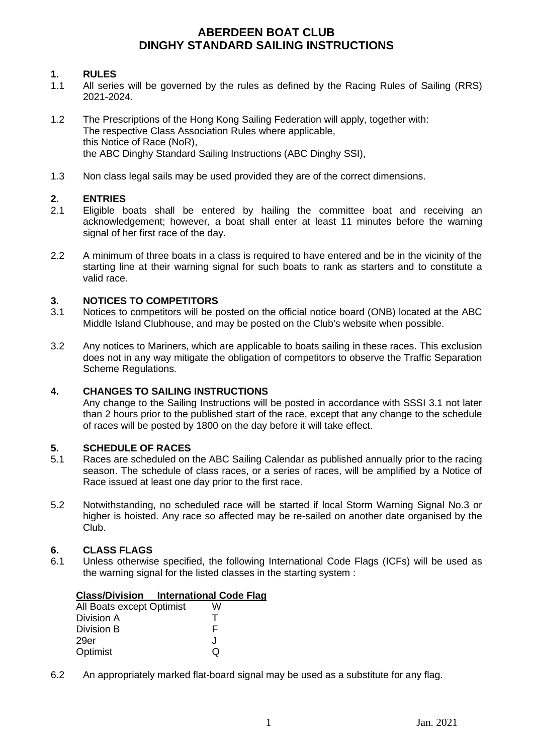# ABERDEEN BOAT CLUB
# DINGHY STANDARD SAILING INSTRUCTIONS

## 1. RULES

1.1 All series will be governed by the rules as defined by the Racing Rules of Sailing (RRS) 2021-2024.

1.2 The Prescriptions of the Hong Kong Sailing Federation will apply, together with:
The respective Class Association Rules where applicable,
this Notice of Race (NoR),
the ABC Dinghy Standard Sailing Instructions (ABC Dinghy SSI),

1.3 Non class legal sails may be used provided they are of the correct dimensions.

## 2. ENTRIES

2.1 Eligible boats shall be entered by hailing the committee boat and receiving an acknowledgement; however, a boat shall enter at least 11 minutes before the warning signal of her first race of the day.

2.2 A minimum of three boats in a class is required to have entered and be in the vicinity of the starting line at their warning signal for such boats to rank as starters and to constitute a valid race.

## 3. NOTICES TO COMPETITORS

3.1 Notices to competitors will be posted on the official notice board (ONB) located at the ABC Middle Island Clubhouse, and may be posted on the Club's website when possible.

3.2 Any notices to Mariners, which are applicable to boats sailing in these races. This exclusion does not in any way mitigate the obligation of competitors to observe the Traffic Separation Scheme Regulations.

## 4. CHANGES TO SAILING INSTRUCTIONS

Any change to the Sailing Instructions will be posted in accordance with SSSI 3.1 not later than 2 hours prior to the published start of the race, except that any change to the schedule of races will be posted by 1800 on the day before it will take effect.

## 5. SCHEDULE OF RACES

5.1 Races are scheduled on the ABC Sailing Calendar as published annually prior to the racing season. The schedule of class races, or a series of races, will be amplified by a Notice of Race issued at least one day prior to the first race.

5.2 Notwithstanding, no scheduled race will be started if local Storm Warning Signal No.3 or higher is hoisted. Any race so affected may be re-sailed on another date organised by the Club.

## 6. CLASS FLAGS

6.1 Unless otherwise specified, the following International Code Flags (ICFs) will be used as the warning signal for the listed classes in the starting system :

| Class/Division | International Code Flag |
|---|---|
| All Boats except Optimist | W |
| Division A | T |
| Division B | F |
| 29er | J |
| Optimist | Q |

6.2 An appropriately marked flat-board signal may be used as a substitute for any flag.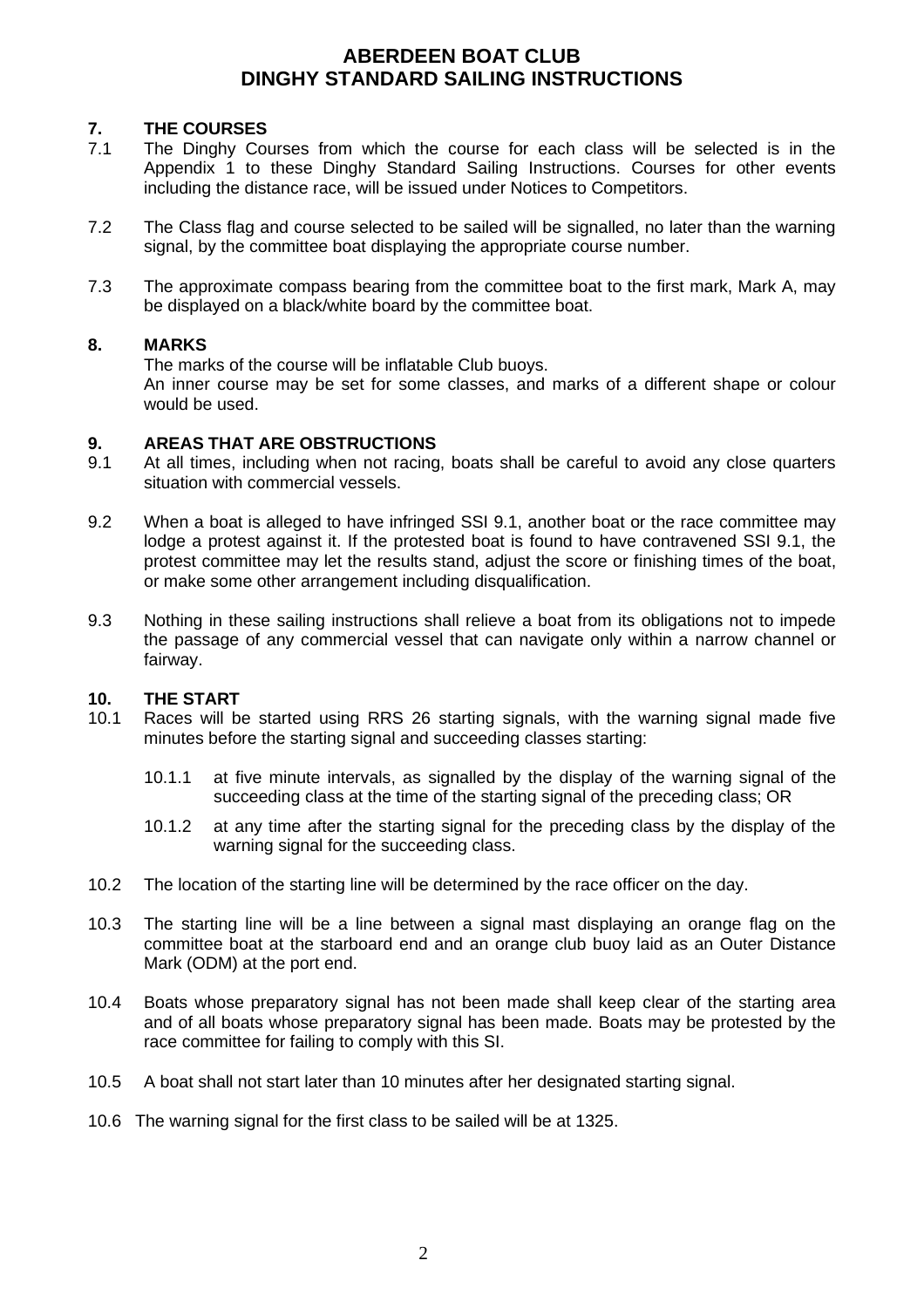# ABERDEEN BOAT CLUB
# DINGHY STANDARD SAILING INSTRUCTIONS

## 7. THE COURSES

7.1 The Dinghy Courses from which the course for each class will be selected is in the Appendix 1 to these Dinghy Standard Sailing Instructions. Courses for other events including the distance race, will be issued under Notices to Competitors.

7.2 The Class flag and course selected to be sailed will be signalled, no later than the warning signal, by the committee boat displaying the appropriate course number.

7.3 The approximate compass bearing from the committee boat to the first mark, Mark A, may be displayed on a black/white board by the committee boat.

## 8. MARKS

The marks of the course will be inflatable Club buoys.
An inner course may be set for some classes, and marks of a different shape or colour would be used.

## 9. AREAS THAT ARE OBSTRUCTIONS

9.1 At all times, including when not racing, boats shall be careful to avoid any close quarters situation with commercial vessels.

9.2 When a boat is alleged to have infringed SSI 9.1, another boat or the race committee may lodge a protest against it. If the protested boat is found to have contravened SSI 9.1, the protest committee may let the results stand, adjust the score or finishing times of the boat, or make some other arrangement including disqualification.

9.3 Nothing in these sailing instructions shall relieve a boat from its obligations not to impede the passage of any commercial vessel that can navigate only within a narrow channel or fairway.

## 10. THE START

10.1 Races will be started using RRS 26 starting signals, with the warning signal made five minutes before the starting signal and succeeding classes starting:

10.1.1 at five minute intervals, as signalled by the display of the warning signal of the succeeding class at the time of the starting signal of the preceding class; OR

10.1.2 at any time after the starting signal for the preceding class by the display of the warning signal for the succeeding class.

10.2 The location of the starting line will be determined by the race officer on the day.

10.3 The starting line will be a line between a signal mast displaying an orange flag on the committee boat at the starboard end and an orange club buoy laid as an Outer Distance Mark (ODM) at the port end.

10.4 Boats whose preparatory signal has not been made shall keep clear of the starting area and of all boats whose preparatory signal has been made. Boats may be protested by the race committee for failing to comply with this SI.

10.5 A boat shall not start later than 10 minutes after her designated starting signal.

10.6 The warning signal for the first class to be sailed will be at 1325.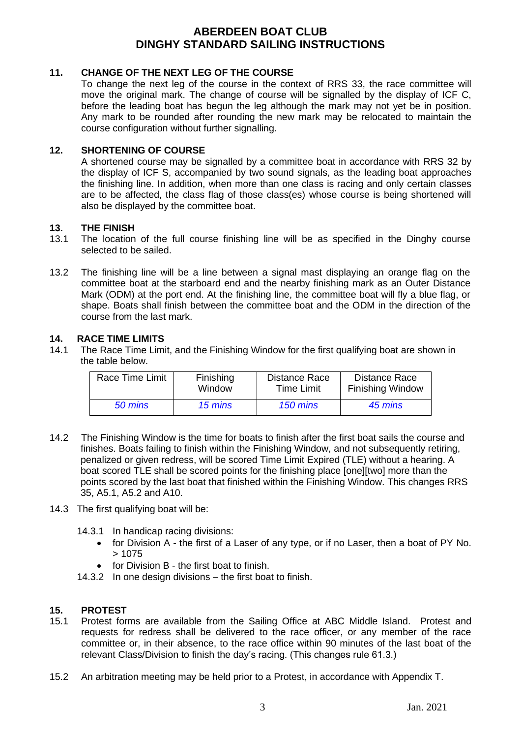# ABERDEEN BOAT CLUB
# DINGHY STANDARD SAILING INSTRUCTIONS

## 11. CHANGE OF THE NEXT LEG OF THE COURSE

To change the next leg of the course in the context of RRS 33, the race committee will move the original mark. The change of course will be signalled by the display of ICF C, before the leading boat has begun the leg although the mark may not yet be in position. Any mark to be rounded after rounding the new mark may be relocated to maintain the course configuration without further signalling.

## 12. SHORTENING OF COURSE

A shortened course may be signalled by a committee boat in accordance with RRS 32 by the display of ICF S, accompanied by two sound signals, as the leading boat approaches the finishing line. In addition, when more than one class is racing and only certain classes are to be affected, the class flag of those class(es) whose course is being shortened will also be displayed by the committee boat.

## 13. THE FINISH

13.1 The location of the full course finishing line will be as specified in the Dinghy course selected to be sailed.

13.2 The finishing line will be a line between a signal mast displaying an orange flag on the committee boat at the starboard end and the nearby finishing mark as an Outer Distance Mark (ODM) at the port end. At the finishing line, the committee boat will fly a blue flag, or shape. Boats shall finish between the committee boat and the ODM in the direction of the course from the last mark.

## 14. RACE TIME LIMITS

14.1 The Race Time Limit, and the Finishing Window for the first qualifying boat are shown in the table below.

| Race Time Limit | Finishing Window | Distance Race Time Limit | Distance Race Finishing Window |
|---|---|---|---|
| *50 mins* | *15 mins* | *150 mins* | *45 mins* |

14.2 The Finishing Window is the time for boats to finish after the first boat sails the course and finishes. Boats failing to finish within the Finishing Window, and not subsequently retiring, penalized or given redress, will be scored Time Limit Expired (TLE) without a hearing. A boat scored TLE shall be scored points for the finishing place [one][two] more than the points scored by the last boat that finished within the Finishing Window. This changes RRS 35, A5.1, A5.2 and A10.

14.3 The first qualifying boat will be:

14.3.1 In handicap racing divisions:
- for Division A - the first of a Laser of any type, or if no Laser, then a boat of PY No. > 1075
- for Division B - the first boat to finish.

14.3.2 In one design divisions – the first boat to finish.

## 15. PROTEST

15.1 Protest forms are available from the Sailing Office at ABC Middle Island. Protest and requests for redress shall be delivered to the race officer, or any member of the race committee or, in their absence, to the race office within 90 minutes of the last boat of the relevant Class/Division to finish the day's racing. (This changes rule 61.3.)

15.2 An arbitration meeting may be held prior to a Protest, in accordance with Appendix T.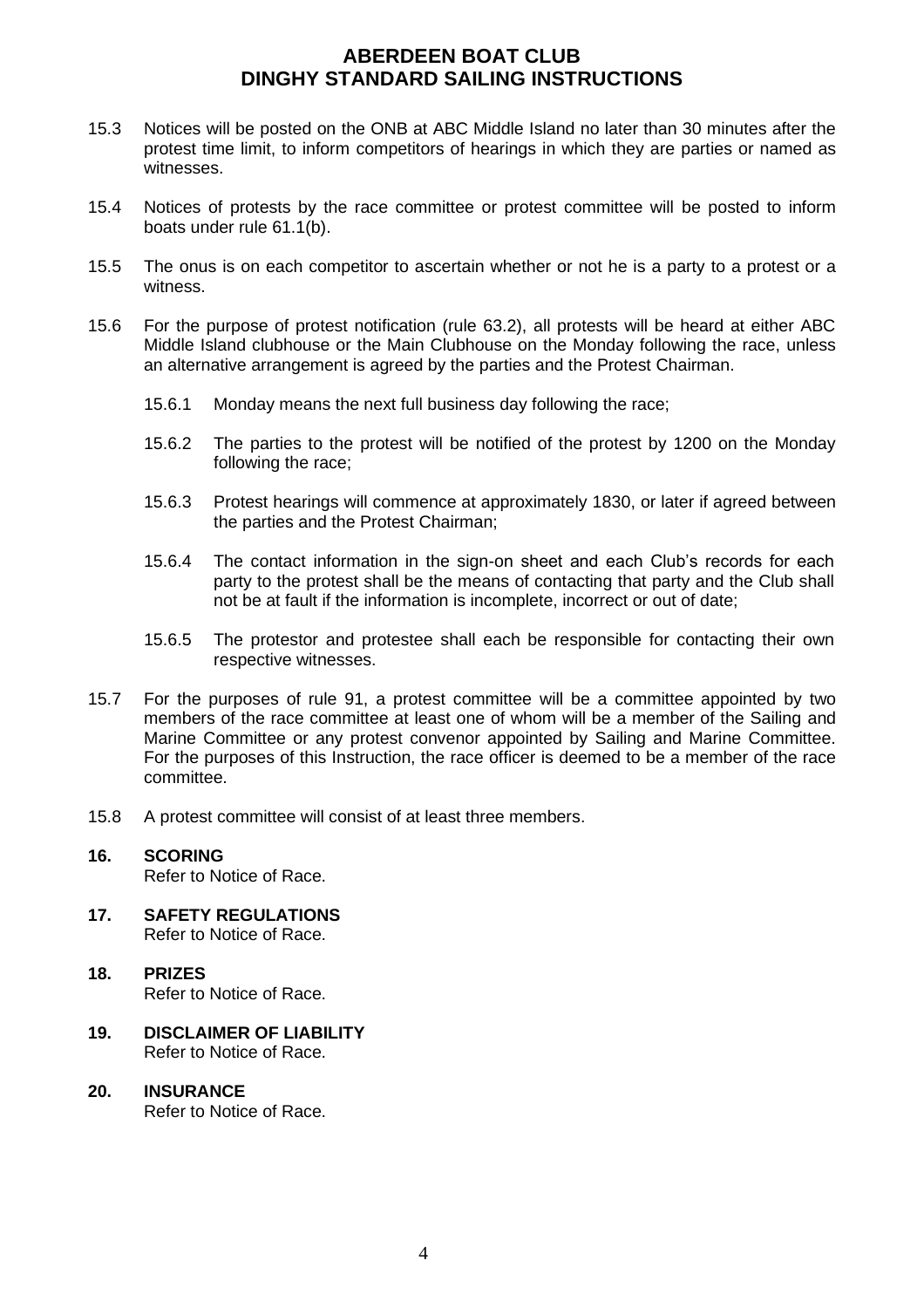15.3 Notices will be posted on the ONB at ABC Middle Island no later than 30 minutes after the protest time limit, to inform competitors of hearings in which they are parties or named as witnesses.

15.4 Notices of protests by the race committee or protest committee will be posted to inform boats under rule 61.1(b).

15.5 The onus is on each competitor to ascertain whether or not he is a party to a protest or a witness.

15.6 For the purpose of protest notification (rule 63.2), all protests will be heard at either ABC Middle Island clubhouse or the Main Clubhouse on the Monday following the race, unless an alternative arrangement is agreed by the parties and the Protest Chairman.

15.6.1 Monday means the next full business day following the race;

15.6.2 The parties to the protest will be notified of the protest by 1200 on the Monday following the race;

15.6.3 Protest hearings will commence at approximately 1830, or later if agreed between the parties and the Protest Chairman;

15.6.4 The contact information in the sign-on sheet and each Club's records for each party to the protest shall be the means of contacting that party and the Club shall not be at fault if the information is incomplete, incorrect or out of date;

15.6.5 The protestor and protestee shall each be responsible for contacting their own respective witnesses.

15.7 For the purposes of rule 91, a protest committee will be a committee appointed by two members of the race committee at least one of whom will be a member of the Sailing and Marine Committee or any protest convenor appointed by Sailing and Marine Committee. For the purposes of this Instruction, the race officer is deemed to be a member of the race committee.

15.8 A protest committee will consist of at least three members.

## 16. SCORING

Refer to Notice of Race.

## 17. SAFETY REGULATIONS

Refer to Notice of Race.

## 18. PRIZES

Refer to Notice of Race.

## 19. DISCLAIMER OF LIABILITY

Refer to Notice of Race.

## 20. INSURANCE

Refer to Notice of Race.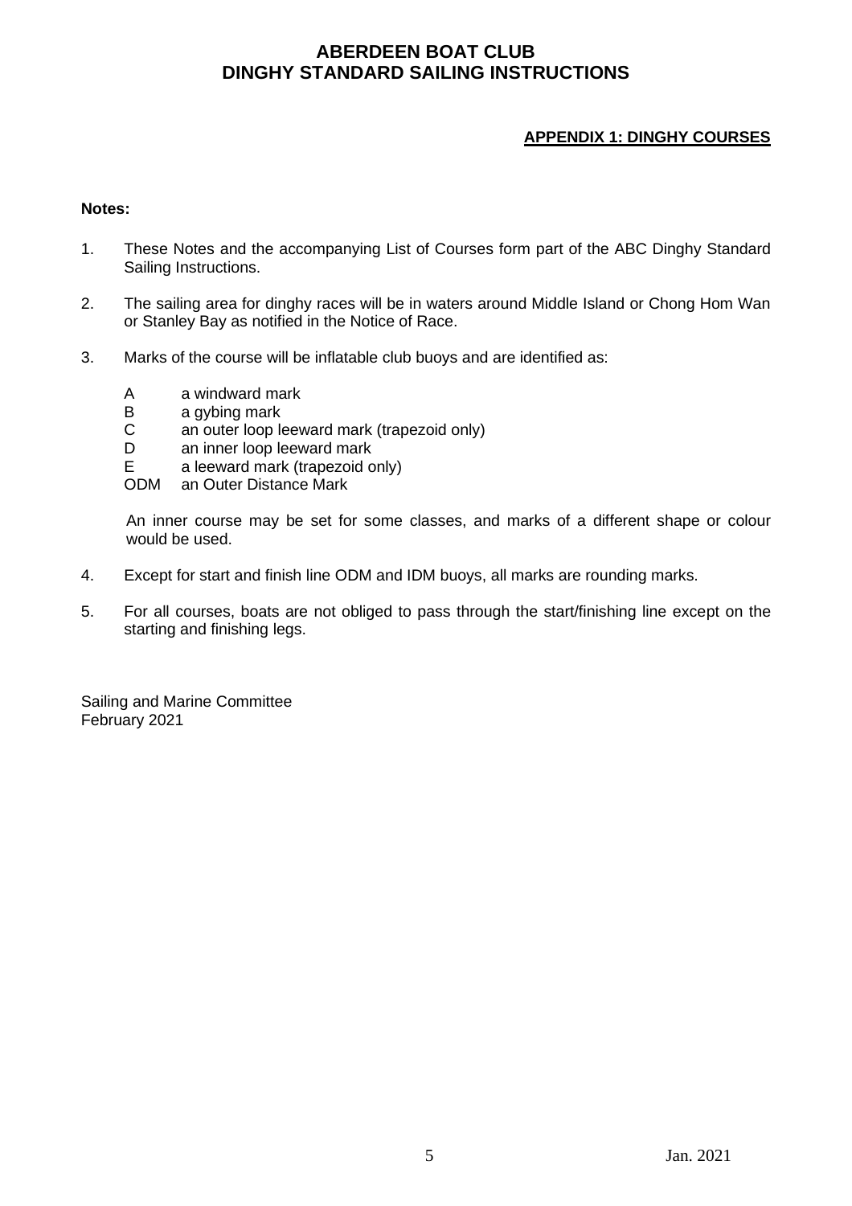# ABERDEEN BOAT CLUB
# DINGHY STANDARD SAILING INSTRUCTIONS

## APPENDIX 1: DINGHY COURSES

**Notes:**

1. These Notes and the accompanying List of Courses form part of the ABC Dinghy Standard Sailing Instructions.

2. The sailing area for dinghy races will be in waters around Middle Island or Chong Hom Wan or Stanley Bay as notified in the Notice of Race.

3. Marks of the course will be inflatable club buoys and are identified as:

   A — a windward mark
   B — a gybing mark
   C — an outer loop leeward mark (trapezoid only)
   D — an inner loop leeward mark
   E — a leeward mark (trapezoid only)
   ODM — an Outer Distance Mark

   An inner course may be set for some classes, and marks of a different shape or colour would be used.

4. Except for start and finish line ODM and IDM buoys, all marks are rounding marks.

5. For all courses, boats are not obliged to pass through the start/finishing line except on the starting and finishing legs.

Sailing and Marine Committee
February 2021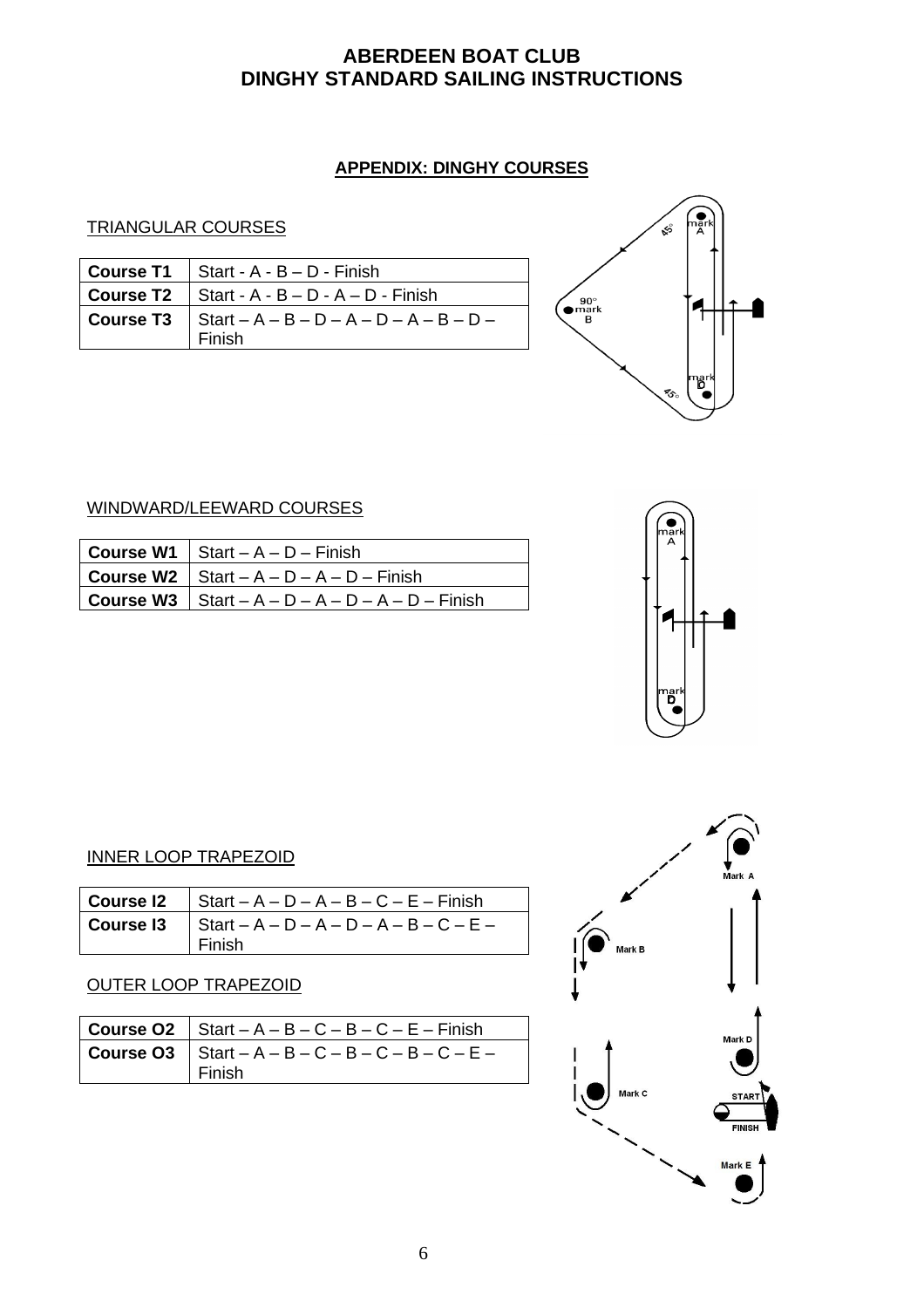# ABERDEEN BOAT CLUB
# DINGHY STANDARD SAILING INSTRUCTIONS

## APPENDIX: DINGHY COURSES

### TRIANGULAR COURSES

| | |
|---|---|
| **Course T1** | Start - A - B – D - Finish |
| **Course T2** | Start - A - B – D - A – D - Finish |
| **Course T3** | Start – A – B – D – A – D – A – B – D – Finish |

45°
mark A
90° mark B
45°
mark D

### WINDWARD/LEEWARD COURSES

| | |
|---|---|
| **Course W1** | Start – A – D – Finish |
| **Course W2** | Start – A – D – A – D – Finish |
| **Course W3** | Start – A – D – A – D – A – D – Finish |

mark A
mark D

### INNER LOOP TRAPEZOID

| | |
|---|---|
| **Course I2** | Start – A – D – A – B – C – E – Finish |
| **Course I3** | Start – A – D – A – D – A – B – C – E – Finish |

### OUTER LOOP TRAPEZOID

| | |
|---|---|
| **Course O2** | Start – A – B – C – B – C – E – Finish |
| **Course O3** | Start – A – B – C – B – C – B – C – E – Finish |

Mark A
Mark B
Mark D
Mark C
START
FINISH
Mark E